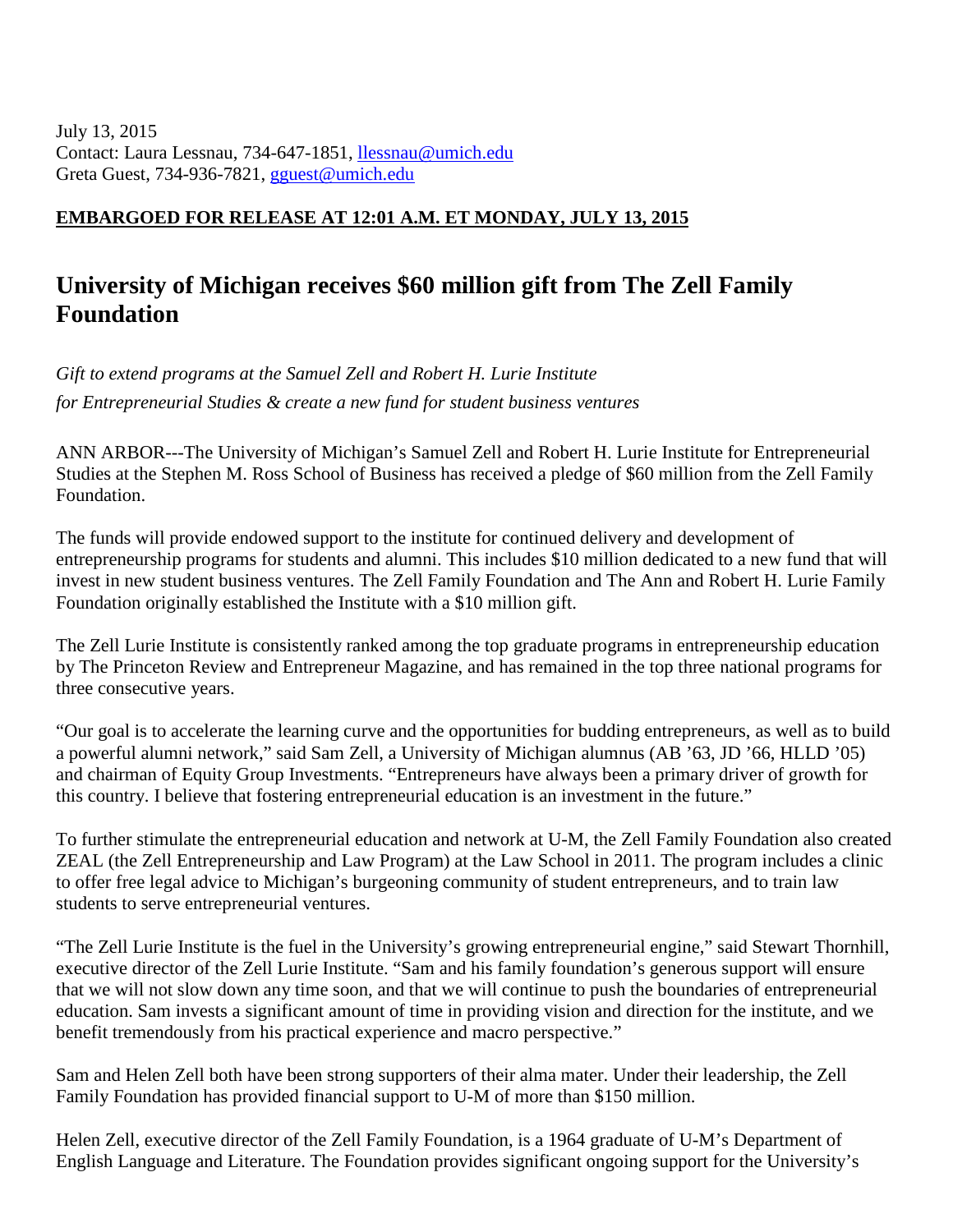July 13, 2015
Contact: Laura Lessnau, 734-647-1851, [llessnau@umich.edu](mailto:llessnau@umich.edu)
Greta Guest, 734-936-7821, [gguest@umich.edu](mailto:gguest@umich.edu)

**EMBARGOED FOR RELEASE AT 12:01 A.M. ET MONDAY, JULY 13, 2015**

# University of Michigan receives $60 million gift from The Zell Family Foundation

*Gift to extend programs at the Samuel Zell and Robert H. Lurie Institute for Entrepreneurial Studies & create a new fund for student business ventures*

ANN ARBOR---The University of Michigan's Samuel Zell and Robert H. Lurie Institute for Entrepreneurial Studies at the Stephen M. Ross School of Business has received a pledge of $60 million from the Zell Family Foundation.

The funds will provide endowed support to the institute for continued delivery and development of entrepreneurship programs for students and alumni. This includes $10 million dedicated to a new fund that will invest in new student business ventures. The Zell Family Foundation and The Ann and Robert H. Lurie Family Foundation originally established the Institute with a $10 million gift.

The Zell Lurie Institute is consistently ranked among the top graduate programs in entrepreneurship education by The Princeton Review and Entrepreneur Magazine, and has remained in the top three national programs for three consecutive years.

"Our goal is to accelerate the learning curve and the opportunities for budding entrepreneurs, as well as to build a powerful alumni network," said Sam Zell, a University of Michigan alumnus (AB '63, JD '66, HLLD '05) and chairman of Equity Group Investments. "Entrepreneurs have always been a primary driver of growth for this country. I believe that fostering entrepreneurial education is an investment in the future."

To further stimulate the entrepreneurial education and network at U-M, the Zell Family Foundation also created ZEAL (the Zell Entrepreneurship and Law Program) at the Law School in 2011. The program includes a clinic to offer free legal advice to Michigan's burgeoning community of student entrepreneurs, and to train law students to serve entrepreneurial ventures.

"The Zell Lurie Institute is the fuel in the University's growing entrepreneurial engine," said Stewart Thornhill, executive director of the Zell Lurie Institute. "Sam and his family foundation's generous support will ensure that we will not slow down any time soon, and that we will continue to push the boundaries of entrepreneurial education. Sam invests a significant amount of time in providing vision and direction for the institute, and we benefit tremendously from his practical experience and macro perspective."

Sam and Helen Zell both have been strong supporters of their alma mater. Under their leadership, the Zell Family Foundation has provided financial support to U-M of more than $150 million.

Helen Zell, executive director of the Zell Family Foundation, is a 1964 graduate of U-M's Department of English Language and Literature. The Foundation provides significant ongoing support for the University's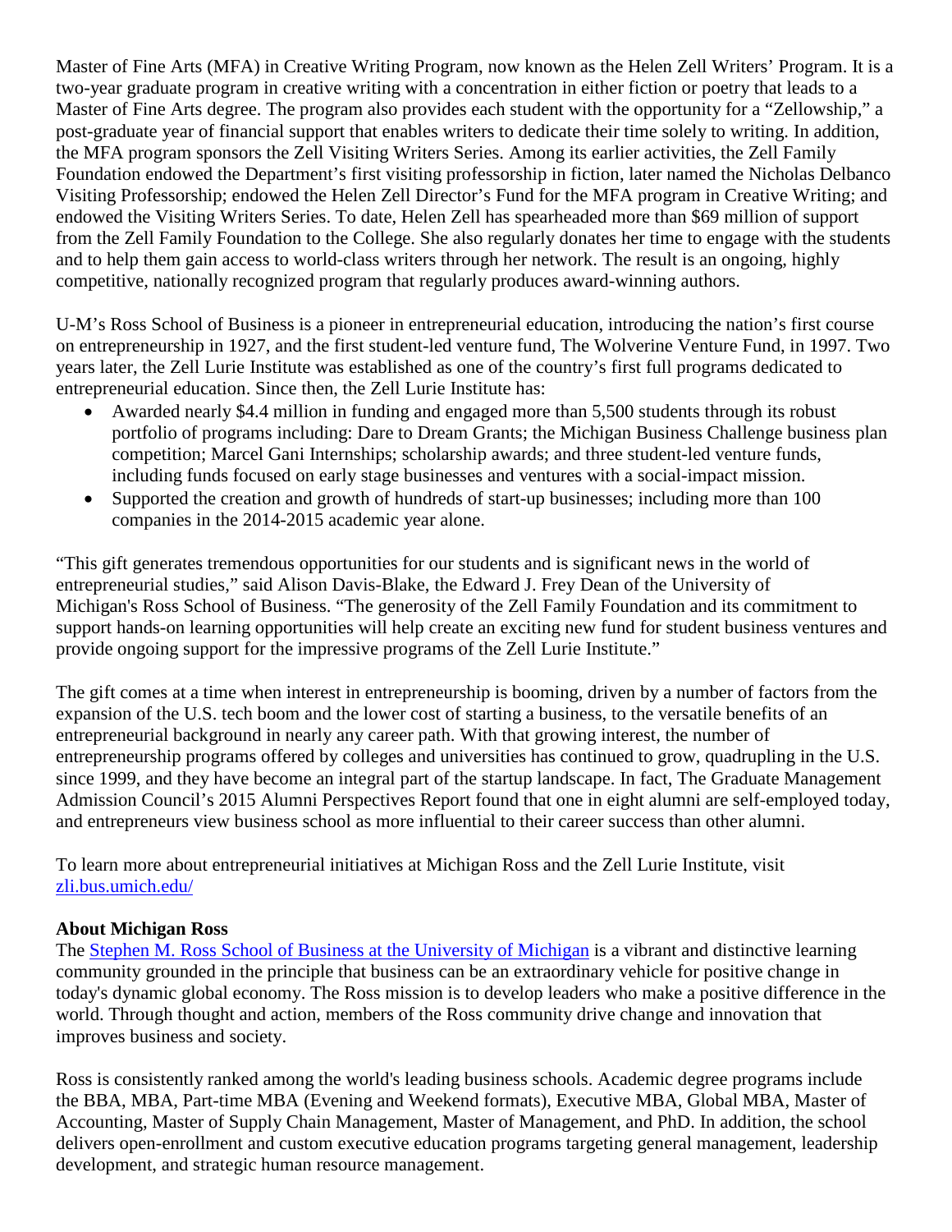Master of Fine Arts (MFA) in Creative Writing Program, now known as the Helen Zell Writers' Program. It is a two-year graduate program in creative writing with a concentration in either fiction or poetry that leads to a Master of Fine Arts degree. The program also provides each student with the opportunity for a "Zellowship," a post-graduate year of financial support that enables writers to dedicate their time solely to writing. In addition, the MFA program sponsors the Zell Visiting Writers Series. Among its earlier activities, the Zell Family Foundation endowed the Department's first visiting professorship in fiction, later named the Nicholas Delbanco Visiting Professorship; endowed the Helen Zell Director's Fund for the MFA program in Creative Writing; and endowed the Visiting Writers Series. To date, Helen Zell has spearheaded more than $69 million of support from the Zell Family Foundation to the College. She also regularly donates her time to engage with the students and to help them gain access to world-class writers through her network. The result is an ongoing, highly competitive, nationally recognized program that regularly produces award-winning authors.

U-M's Ross School of Business is a pioneer in entrepreneurial education, introducing the nation's first course on entrepreneurship in 1927, and the first student-led venture fund, The Wolverine Venture Fund, in 1997. Two years later, the Zell Lurie Institute was established as one of the country's first full programs dedicated to entrepreneurial education. Since then, the Zell Lurie Institute has:

- Awarded nearly $4.4 million in funding and engaged more than 5,500 students through its robust portfolio of programs including: Dare to Dream Grants; the Michigan Business Challenge business plan competition; Marcel Gani Internships; scholarship awards; and three student-led venture funds, including funds focused on early stage businesses and ventures with a social-impact mission.
- Supported the creation and growth of hundreds of start-up businesses; including more than 100 companies in the 2014-2015 academic year alone.

"This gift generates tremendous opportunities for our students and is significant news in the world of entrepreneurial studies," said Alison Davis-Blake, the Edward J. Frey Dean of the University of Michigan's Ross School of Business. "The generosity of the Zell Family Foundation and its commitment to support hands-on learning opportunities will help create an exciting new fund for student business ventures and provide ongoing support for the impressive programs of the Zell Lurie Institute."

The gift comes at a time when interest in entrepreneurship is booming, driven by a number of factors from the expansion of the U.S. tech boom and the lower cost of starting a business, to the versatile benefits of an entrepreneurial background in nearly any career path. With that growing interest, the number of entrepreneurship programs offered by colleges and universities has continued to grow, quadrupling in the U.S. since 1999, and they have become an integral part of the startup landscape. In fact, The Graduate Management Admission Council's 2015 Alumni Perspectives Report found that one in eight alumni are self-employed today, and entrepreneurs view business school as more influential to their career success than other alumni.

To learn more about entrepreneurial initiatives at Michigan Ross and the Zell Lurie Institute, visit [zli.bus.umich.edu/](zli.bus.umich.edu/)

**About Michigan Ross**

The [Stephen M. Ross School of Business at the University of Michigan]() is a vibrant and distinctive learning community grounded in the principle that business can be an extraordinary vehicle for positive change in today's dynamic global economy. The Ross mission is to develop leaders who make a positive difference in the world. Through thought and action, members of the Ross community drive change and innovation that improves business and society.

Ross is consistently ranked among the world's leading business schools. Academic degree programs include the BBA, MBA, Part-time MBA (Evening and Weekend formats), Executive MBA, Global MBA, Master of Accounting, Master of Supply Chain Management, Master of Management, and PhD. In addition, the school delivers open-enrollment and custom executive education programs targeting general management, leadership development, and strategic human resource management.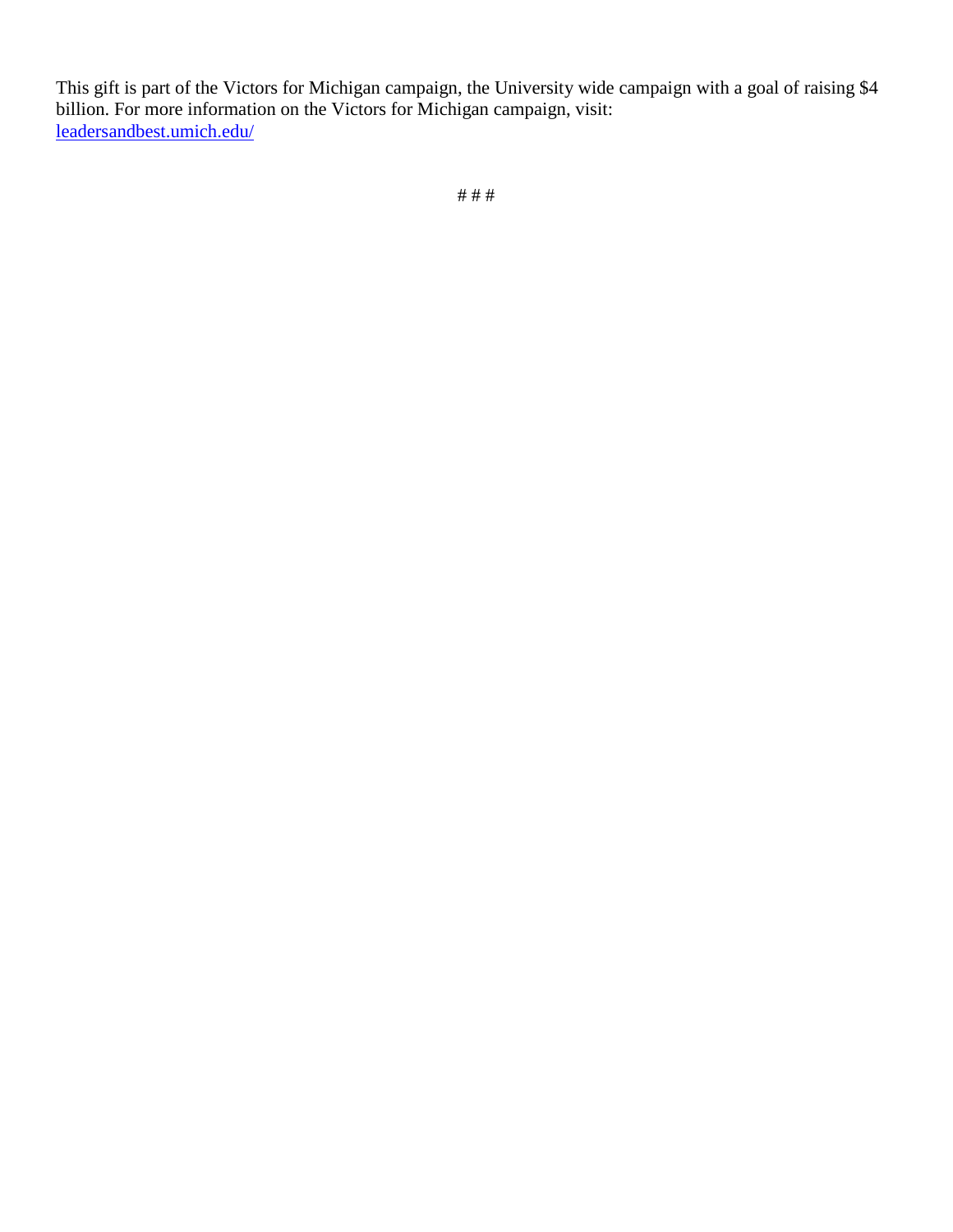This gift is part of the Victors for Michigan campaign, the University wide campaign with a goal of raising $4 billion. For more information on the Victors for Michigan campaign, visit: [leadersandbest.umich.edu/](leadersandbest.umich.edu/)

# # #